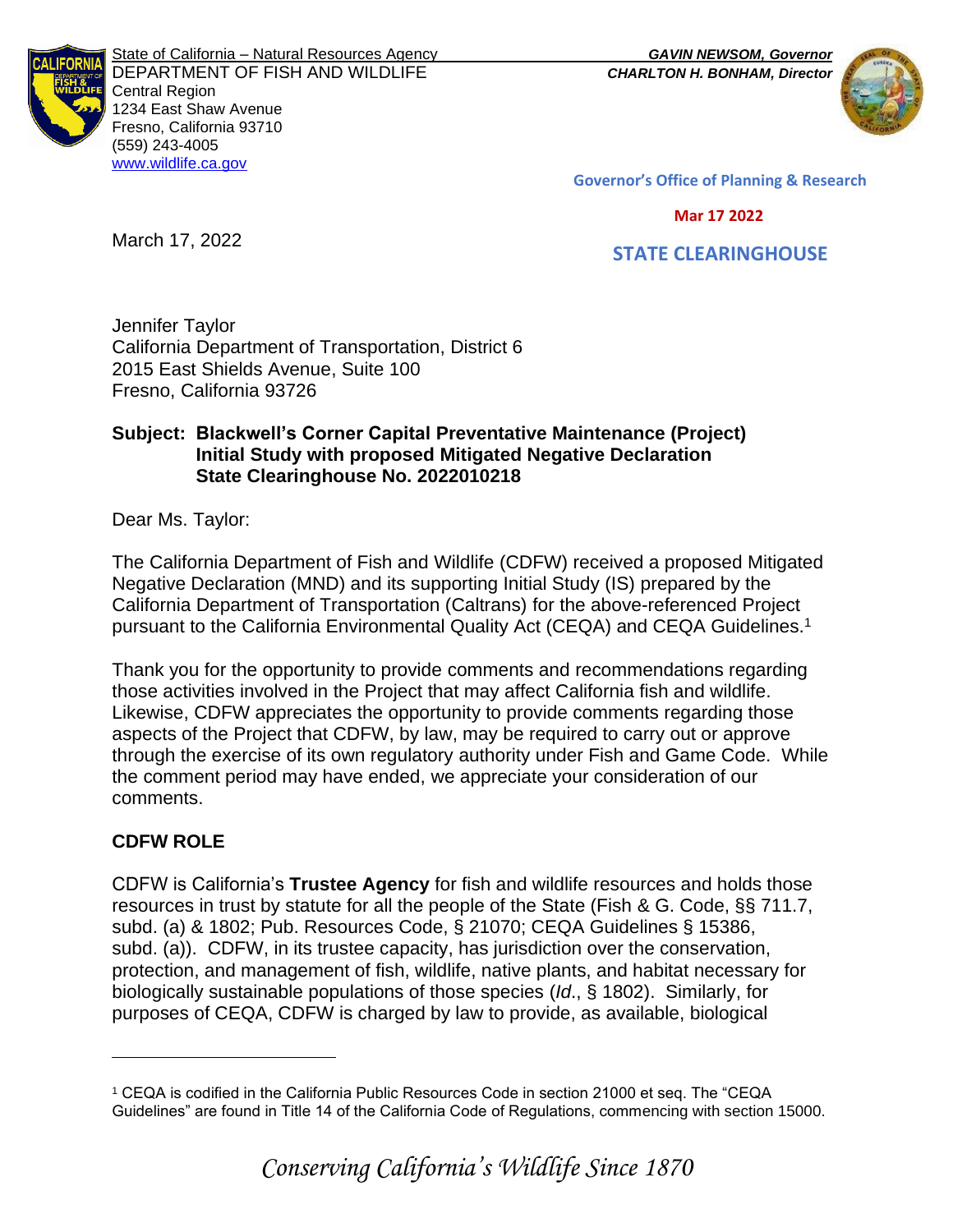State of California – Natural Resources Agency
DEPARTMENT OF FISH AND WILDLIFE
Central Region
1234 East Shaw Avenue
Fresno, California 93710
(559) 243-4005
www.wildlife.ca.gov

***GAVIN NEWSOM, Governor***
***CHARLTON H. BONHAM, Director***

**Governor's Office of Planning & Research**

**Mar 17 2022**

**STATE CLEARINGHOUSE**

March 17, 2022

Jennifer Taylor
California Department of Transportation, District 6
2015 East Shields Avenue, Suite 100
Fresno, California 93726

**Subject: Blackwell's Corner Capital Preventative Maintenance (Project)
Initial Study with proposed Mitigated Negative Declaration
State Clearinghouse No. 2022010218**

Dear Ms. Taylor:

The California Department of Fish and Wildlife (CDFW) received a proposed Mitigated Negative Declaration (MND) and its supporting Initial Study (IS) prepared by the California Department of Transportation (Caltrans) for the above-referenced Project pursuant to the California Environmental Quality Act (CEQA) and CEQA Guidelines.[1]

Thank you for the opportunity to provide comments and recommendations regarding those activities involved in the Project that may affect California fish and wildlife. Likewise, CDFW appreciates the opportunity to provide comments regarding those aspects of the Project that CDFW, by law, may be required to carry out or approve through the exercise of its own regulatory authority under Fish and Game Code. While the comment period may have ended, we appreciate your consideration of our comments.

## CDFW ROLE

CDFW is California's **Trustee Agency** for fish and wildlife resources and holds those resources in trust by statute for all the people of the State (Fish & G. Code, §§ 711.7, subd. (a) & 1802; Pub. Resources Code, § 21070; CEQA Guidelines § 15386, subd. (a)). CDFW, in its trustee capacity, has jurisdiction over the conservation, protection, and management of fish, wildlife, native plants, and habitat necessary for biologically sustainable populations of those species (*Id*., § 1802). Similarly, for purposes of CEQA, CDFW is charged by law to provide, as available, biological

[1] CEQA is codified in the California Public Resources Code in section 21000 et seq. The "CEQA Guidelines" are found in Title 14 of the California Code of Regulations, commencing with section 15000.

*Conserving California's Wildlife Since 1870*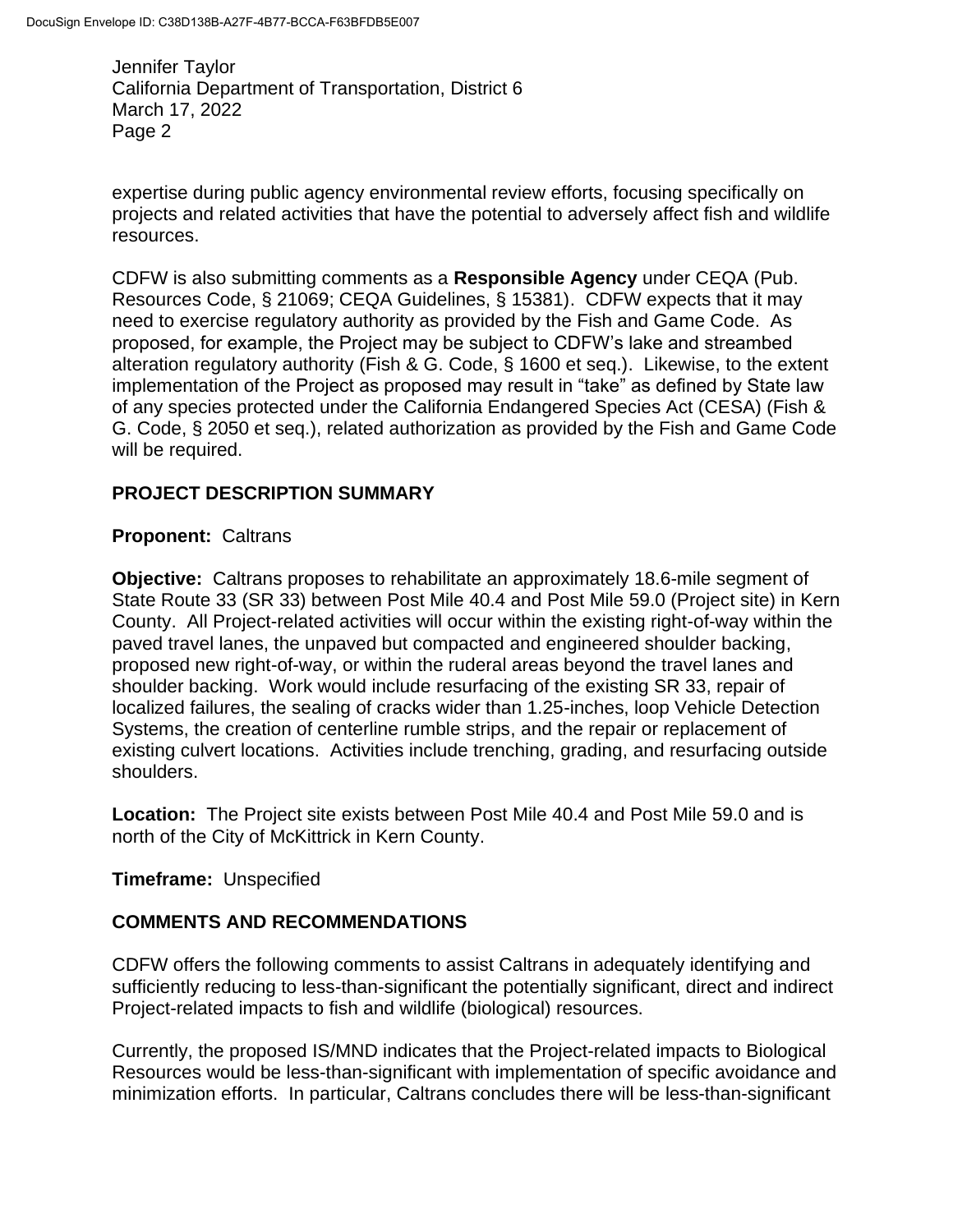expertise during public agency environmental review efforts, focusing specifically on projects and related activities that have the potential to adversely affect fish and wildlife resources.

CDFW is also submitting comments as a **Responsible Agency** under CEQA (Pub. Resources Code, § 21069; CEQA Guidelines, § 15381). CDFW expects that it may need to exercise regulatory authority as provided by the Fish and Game Code. As proposed, for example, the Project may be subject to CDFW's lake and streambed alteration regulatory authority (Fish & G. Code, § 1600 et seq.). Likewise, to the extent implementation of the Project as proposed may result in "take" as defined by State law of any species protected under the California Endangered Species Act (CESA) (Fish & G. Code, § 2050 et seq.), related authorization as provided by the Fish and Game Code will be required.

## PROJECT DESCRIPTION SUMMARY

**Proponent:** Caltrans

**Objective:** Caltrans proposes to rehabilitate an approximately 18.6-mile segment of State Route 33 (SR 33) between Post Mile 40.4 and Post Mile 59.0 (Project site) in Kern County. All Project-related activities will occur within the existing right-of-way within the paved travel lanes, the unpaved but compacted and engineered shoulder backing, proposed new right-of-way, or within the ruderal areas beyond the travel lanes and shoulder backing. Work would include resurfacing of the existing SR 33, repair of localized failures, the sealing of cracks wider than 1.25-inches, loop Vehicle Detection Systems, the creation of centerline rumble strips, and the repair or replacement of existing culvert locations. Activities include trenching, grading, and resurfacing outside shoulders.

**Location:** The Project site exists between Post Mile 40.4 and Post Mile 59.0 and is north of the City of McKittrick in Kern County.

**Timeframe:** Unspecified

## COMMENTS AND RECOMMENDATIONS

CDFW offers the following comments to assist Caltrans in adequately identifying and sufficiently reducing to less-than-significant the potentially significant, direct and indirect Project-related impacts to fish and wildlife (biological) resources.

Currently, the proposed IS/MND indicates that the Project-related impacts to Biological Resources would be less-than-significant with implementation of specific avoidance and minimization efforts. In particular, Caltrans concludes there will be less-than-significant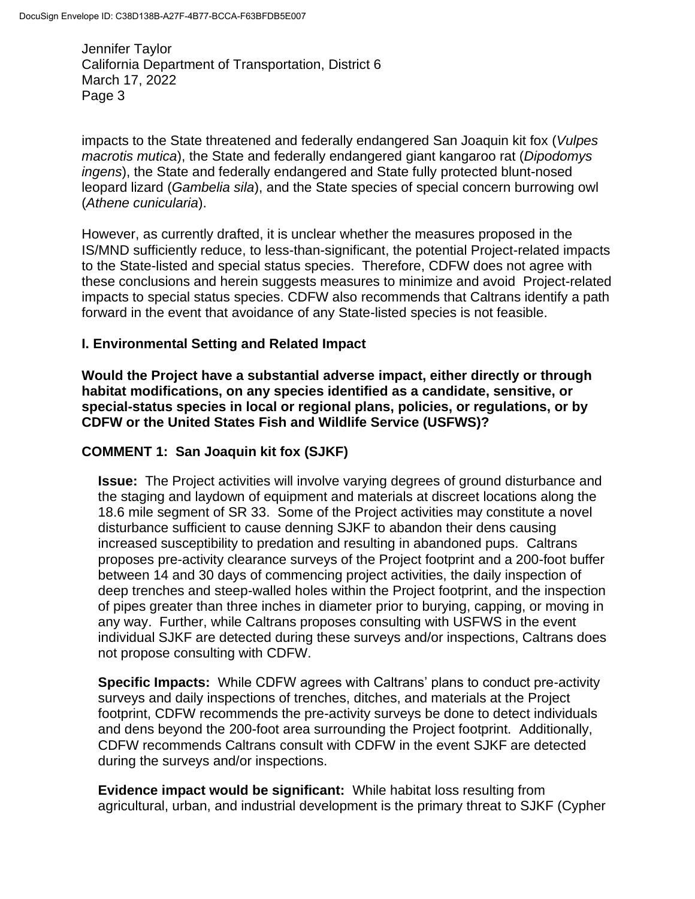impacts to the State threatened and federally endangered San Joaquin kit fox (*Vulpes macrotis mutica*), the State and federally endangered giant kangaroo rat (*Dipodomys ingens*), the State and federally endangered and State fully protected blunt-nosed leopard lizard (*Gambelia sila*), and the State species of special concern burrowing owl (*Athene cunicularia*).

However, as currently drafted, it is unclear whether the measures proposed in the IS/MND sufficiently reduce, to less-than-significant, the potential Project-related impacts to the State-listed and special status species. Therefore, CDFW does not agree with these conclusions and herein suggests measures to minimize and avoid Project-related impacts to special status species. CDFW also recommends that Caltrans identify a path forward in the event that avoidance of any State-listed species is not feasible.

## I. Environmental Setting and Related Impact

**Would the Project have a substantial adverse impact, either directly or through habitat modifications, on any species identified as a candidate, sensitive, or special-status species in local or regional plans, policies, or regulations, or by CDFW or the United States Fish and Wildlife Service (USFWS)?**

### COMMENT 1: San Joaquin kit fox (SJKF)

**Issue:** The Project activities will involve varying degrees of ground disturbance and the staging and laydown of equipment and materials at discreet locations along the 18.6 mile segment of SR 33. Some of the Project activities may constitute a novel disturbance sufficient to cause denning SJKF to abandon their dens causing increased susceptibility to predation and resulting in abandoned pups. Caltrans proposes pre-activity clearance surveys of the Project footprint and a 200-foot buffer between 14 and 30 days of commencing project activities, the daily inspection of deep trenches and steep-walled holes within the Project footprint, and the inspection of pipes greater than three inches in diameter prior to burying, capping, or moving in any way. Further, while Caltrans proposes consulting with USFWS in the event individual SJKF are detected during these surveys and/or inspections, Caltrans does not propose consulting with CDFW.

**Specific Impacts:** While CDFW agrees with Caltrans' plans to conduct pre-activity surveys and daily inspections of trenches, ditches, and materials at the Project footprint, CDFW recommends the pre-activity surveys be done to detect individuals and dens beyond the 200-foot area surrounding the Project footprint. Additionally, CDFW recommends Caltrans consult with CDFW in the event SJKF are detected during the surveys and/or inspections.

**Evidence impact would be significant:** While habitat loss resulting from agricultural, urban, and industrial development is the primary threat to SJKF (Cypher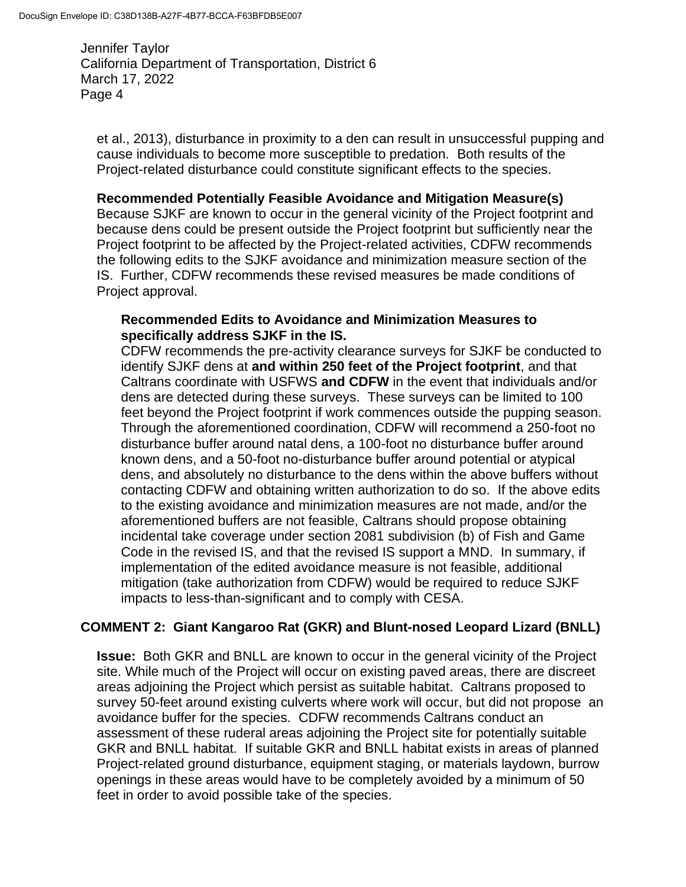et al., 2013), disturbance in proximity to a den can result in unsuccessful pupping and cause individuals to become more susceptible to predation. Both results of the Project-related disturbance could constitute significant effects to the species.

**Recommended Potentially Feasible Avoidance and Mitigation Measure(s)**
Because SJKF are known to occur in the general vicinity of the Project footprint and because dens could be present outside the Project footprint but sufficiently near the Project footprint to be affected by the Project-related activities, CDFW recommends the following edits to the SJKF avoidance and minimization measure section of the IS. Further, CDFW recommends these revised measures be made conditions of Project approval.

**Recommended Edits to Avoidance and Minimization Measures to specifically address SJKF in the IS.**
CDFW recommends the pre-activity clearance surveys for SJKF be conducted to identify SJKF dens at **and within 250 feet of the Project footprint**, and that Caltrans coordinate with USFWS **and CDFW** in the event that individuals and/or dens are detected during these surveys. These surveys can be limited to 100 feet beyond the Project footprint if work commences outside the pupping season. Through the aforementioned coordination, CDFW will recommend a 250-foot no disturbance buffer around natal dens, a 100-foot no disturbance buffer around known dens, and a 50-foot no-disturbance buffer around potential or atypical dens, and absolutely no disturbance to the dens within the above buffers without contacting CDFW and obtaining written authorization to do so. If the above edits to the existing avoidance and minimization measures are not made, and/or the aforementioned buffers are not feasible, Caltrans should propose obtaining incidental take coverage under section 2081 subdivision (b) of Fish and Game Code in the revised IS, and that the revised IS support a MND. In summary, if implementation of the edited avoidance measure is not feasible, additional mitigation (take authorization from CDFW) would be required to reduce SJKF impacts to less-than-significant and to comply with CESA.

**COMMENT 2: Giant Kangaroo Rat (GKR) and Blunt-nosed Leopard Lizard (BNLL)**

**Issue:** Both GKR and BNLL are known to occur in the general vicinity of the Project site. While much of the Project will occur on existing paved areas, there are discreet areas adjoining the Project which persist as suitable habitat. Caltrans proposed to survey 50-feet around existing culverts where work will occur, but did not propose an avoidance buffer for the species. CDFW recommends Caltrans conduct an assessment of these ruderal areas adjoining the Project site for potentially suitable GKR and BNLL habitat. If suitable GKR and BNLL habitat exists in areas of planned Project-related ground disturbance, equipment staging, or materials laydown, burrow openings in these areas would have to be completely avoided by a minimum of 50 feet in order to avoid possible take of the species.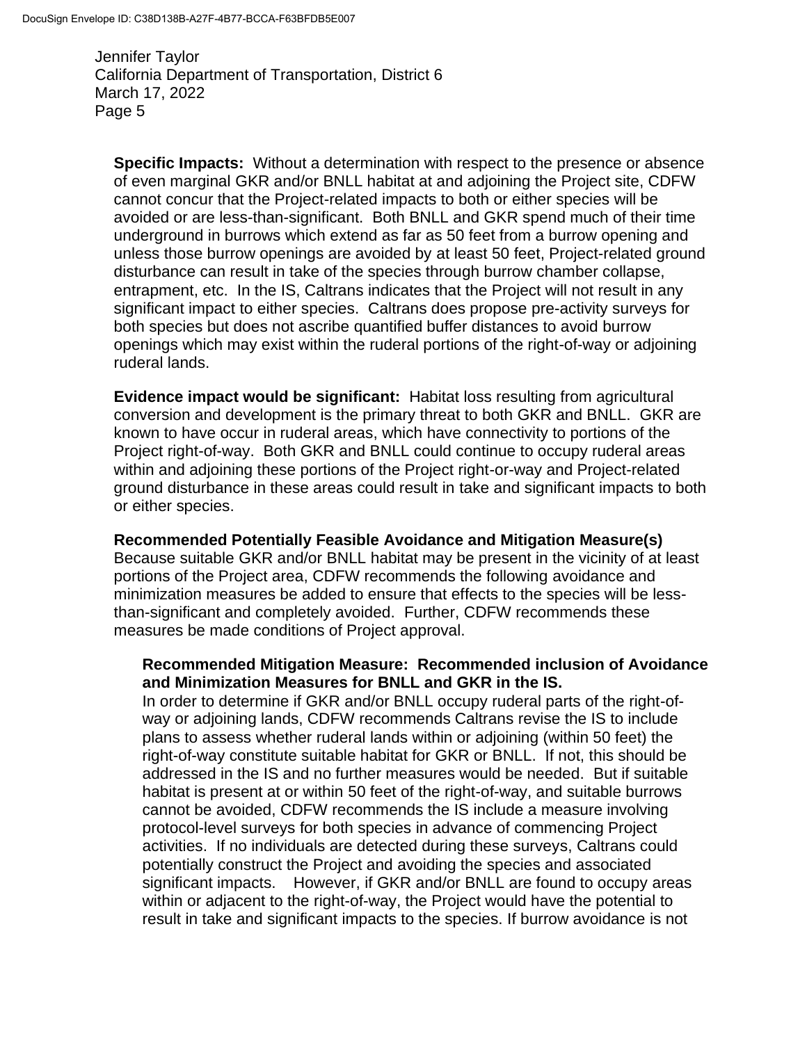**Specific Impacts:** Without a determination with respect to the presence or absence of even marginal GKR and/or BNLL habitat at and adjoining the Project site, CDFW cannot concur that the Project-related impacts to both or either species will be avoided or are less-than-significant. Both BNLL and GKR spend much of their time underground in burrows which extend as far as 50 feet from a burrow opening and unless those burrow openings are avoided by at least 50 feet, Project-related ground disturbance can result in take of the species through burrow chamber collapse, entrapment, etc. In the IS, Caltrans indicates that the Project will not result in any significant impact to either species. Caltrans does propose pre-activity surveys for both species but does not ascribe quantified buffer distances to avoid burrow openings which may exist within the ruderal portions of the right-of-way or adjoining ruderal lands.

**Evidence impact would be significant:** Habitat loss resulting from agricultural conversion and development is the primary threat to both GKR and BNLL. GKR are known to have occur in ruderal areas, which have connectivity to portions of the Project right-of-way. Both GKR and BNLL could continue to occupy ruderal areas within and adjoining these portions of the Project right-or-way and Project-related ground disturbance in these areas could result in take and significant impacts to both or either species.

**Recommended Potentially Feasible Avoidance and Mitigation Measure(s)**
Because suitable GKR and/or BNLL habitat may be present in the vicinity of at least portions of the Project area, CDFW recommends the following avoidance and minimization measures be added to ensure that effects to the species will be less-than-significant and completely avoided. Further, CDFW recommends these measures be made conditions of Project approval.

**Recommended Mitigation Measure: Recommended inclusion of Avoidance and Minimization Measures for BNLL and GKR in the IS.**
In order to determine if GKR and/or BNLL occupy ruderal parts of the right-of-way or adjoining lands, CDFW recommends Caltrans revise the IS to include plans to assess whether ruderal lands within or adjoining (within 50 feet) the right-of-way constitute suitable habitat for GKR or BNLL. If not, this should be addressed in the IS and no further measures would be needed. But if suitable habitat is present at or within 50 feet of the right-of-way, and suitable burrows cannot be avoided, CDFW recommends the IS include a measure involving protocol-level surveys for both species in advance of commencing Project activities. If no individuals are detected during these surveys, Caltrans could potentially construct the Project and avoiding the species and associated significant impacts. However, if GKR and/or BNLL are found to occupy areas within or adjacent to the right-of-way, the Project would have the potential to result in take and significant impacts to the species. If burrow avoidance is not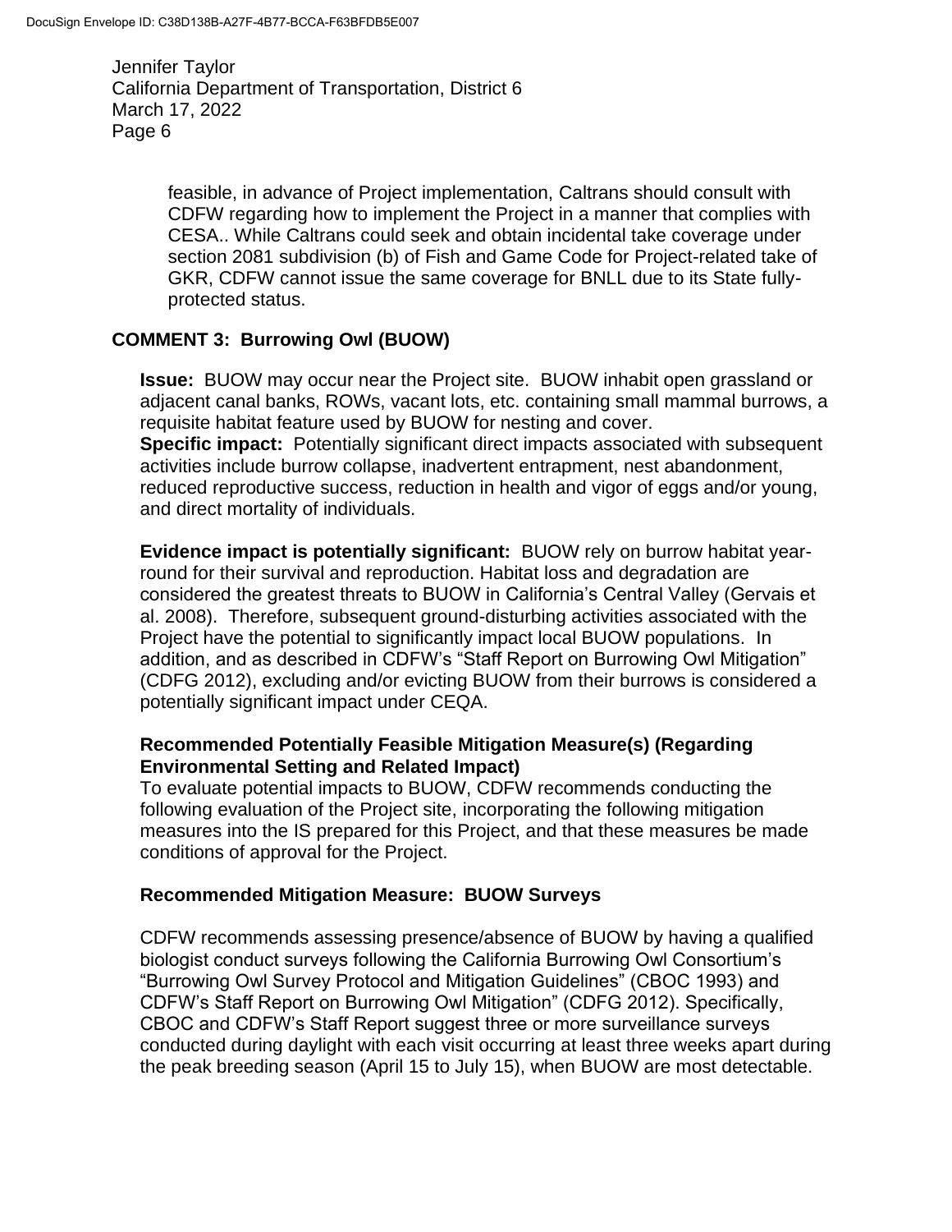feasible, in advance of Project implementation, Caltrans should consult with CDFW regarding how to implement the Project in a manner that complies with CESA.. While Caltrans could seek and obtain incidental take coverage under section 2081 subdivision (b) of Fish and Game Code for Project-related take of GKR, CDFW cannot issue the same coverage for BNLL due to its State fully-protected status.

## COMMENT 3: Burrowing Owl (BUOW)

**Issue:** BUOW may occur near the Project site. BUOW inhabit open grassland or adjacent canal banks, ROWs, vacant lots, etc. containing small mammal burrows, a requisite habitat feature used by BUOW for nesting and cover.
**Specific impact:** Potentially significant direct impacts associated with subsequent activities include burrow collapse, inadvertent entrapment, nest abandonment, reduced reproductive success, reduction in health and vigor of eggs and/or young, and direct mortality of individuals.

**Evidence impact is potentially significant:** BUOW rely on burrow habitat year-round for their survival and reproduction. Habitat loss and degradation are considered the greatest threats to BUOW in California's Central Valley (Gervais et al. 2008). Therefore, subsequent ground-disturbing activities associated with the Project have the potential to significantly impact local BUOW populations. In addition, and as described in CDFW's "Staff Report on Burrowing Owl Mitigation" (CDFG 2012), excluding and/or evicting BUOW from their burrows is considered a potentially significant impact under CEQA.

### Recommended Potentially Feasible Mitigation Measure(s) (Regarding Environmental Setting and Related Impact)

To evaluate potential impacts to BUOW, CDFW recommends conducting the following evaluation of the Project site, incorporating the following mitigation measures into the IS prepared for this Project, and that these measures be made conditions of approval for the Project.

### Recommended Mitigation Measure: BUOW Surveys

CDFW recommends assessing presence/absence of BUOW by having a qualified biologist conduct surveys following the California Burrowing Owl Consortium's "Burrowing Owl Survey Protocol and Mitigation Guidelines" (CBOC 1993) and CDFW's Staff Report on Burrowing Owl Mitigation" (CDFG 2012). Specifically, CBOC and CDFW's Staff Report suggest three or more surveillance surveys conducted during daylight with each visit occurring at least three weeks apart during the peak breeding season (April 15 to July 15), when BUOW are most detectable.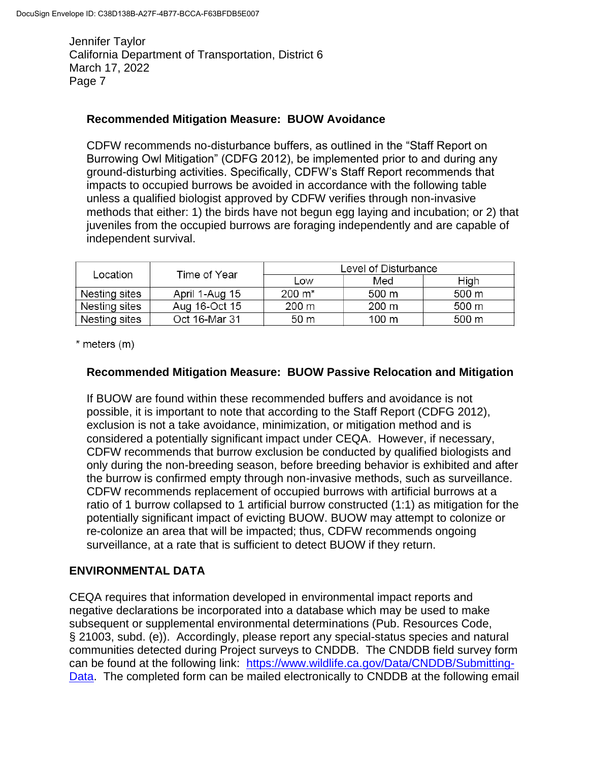**Recommended Mitigation Measure: BUOW Avoidance**

CDFW recommends no-disturbance buffers, as outlined in the "Staff Report on Burrowing Owl Mitigation" (CDFG 2012), be implemented prior to and during any ground-disturbing activities. Specifically, CDFW's Staff Report recommends that impacts to occupied burrows be avoided in accordance with the following table unless a qualified biologist approved by CDFW verifies through non-invasive methods that either: 1) the birds have not begun egg laying and incubation; or 2) that juveniles from the occupied burrows are foraging independently and are capable of independent survival.

| Location | Time of Year | Level of Disturbance | | |
|---|---|---|---|---|
| | | Low | Med | High |
| Nesting sites | April 1-Aug 15 | 200 m* | 500 m | 500 m |
| Nesting sites | Aug 16-Oct 15 | 200 m | 200 m | 500 m |
| Nesting sites | Oct 16-Mar 31 | 50 m | 100 m | 500 m |

\* meters (m)

**Recommended Mitigation Measure: BUOW Passive Relocation and Mitigation**

If BUOW are found within these recommended buffers and avoidance is not possible, it is important to note that according to the Staff Report (CDFG 2012), exclusion is not a take avoidance, minimization, or mitigation method and is considered a potentially significant impact under CEQA. However, if necessary, CDFW recommends that burrow exclusion be conducted by qualified biologists and only during the non-breeding season, before breeding behavior is exhibited and after the burrow is confirmed empty through non-invasive methods, such as surveillance. CDFW recommends replacement of occupied burrows with artificial burrows at a ratio of 1 burrow collapsed to 1 artificial burrow constructed (1:1) as mitigation for the potentially significant impact of evicting BUOW. BUOW may attempt to colonize or re-colonize an area that will be impacted; thus, CDFW recommends ongoing surveillance, at a rate that is sufficient to detect BUOW if they return.

## ENVIRONMENTAL DATA

CEQA requires that information developed in environmental impact reports and negative declarations be incorporated into a database which may be used to make subsequent or supplemental environmental determinations (Pub. Resources Code, § 21003, subd. (e)). Accordingly, please report any special-status species and natural communities detected during Project surveys to CNDDB. The CNDDB field survey form can be found at the following link: [https://www.wildlife.ca.gov/Data/CNDDB/Submitting-Data](https://www.wildlife.ca.gov/Data/CNDDB/Submitting-Data). The completed form can be mailed electronically to CNDDB at the following email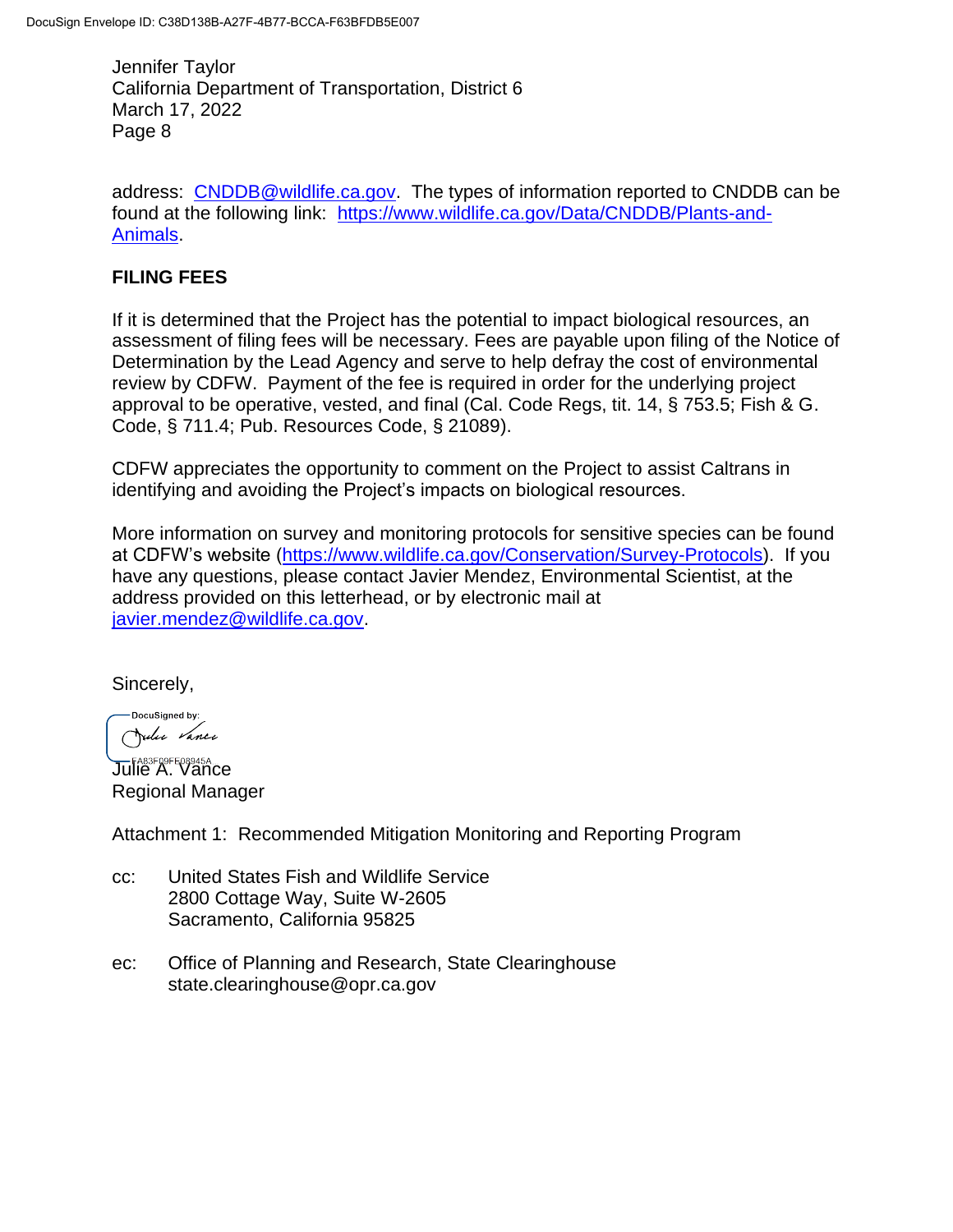address: CNDDB@wildlife.ca.gov. The types of information reported to CNDDB can be found at the following link: https://www.wildlife.ca.gov/Data/CNDDB/Plants-and-Animals.

**FILING FEES**

If it is determined that the Project has the potential to impact biological resources, an assessment of filing fees will be necessary. Fees are payable upon filing of the Notice of Determination by the Lead Agency and serve to help defray the cost of environmental review by CDFW. Payment of the fee is required in order for the underlying project approval to be operative, vested, and final (Cal. Code Regs, tit. 14, § 753.5; Fish & G. Code, § 711.4; Pub. Resources Code, § 21089).

CDFW appreciates the opportunity to comment on the Project to assist Caltrans in identifying and avoiding the Project's impacts on biological resources.

More information on survey and monitoring protocols for sensitive species can be found at CDFW's website (https://www.wildlife.ca.gov/Conservation/Survey-Protocols). If you have any questions, please contact Javier Mendez, Environmental Scientist, at the address provided on this letterhead, or by electronic mail at javier.mendez@wildlife.ca.gov.

Sincerely,

DocuSigned by:
Julie Vance
FA83F09FF08945A

Julie A. Vance
Regional Manager

Attachment 1: Recommended Mitigation Monitoring and Reporting Program

cc: United States Fish and Wildlife Service
2800 Cottage Way, Suite W-2605
Sacramento, California 95825

ec: Office of Planning and Research, State Clearinghouse
state.clearinghouse@opr.ca.gov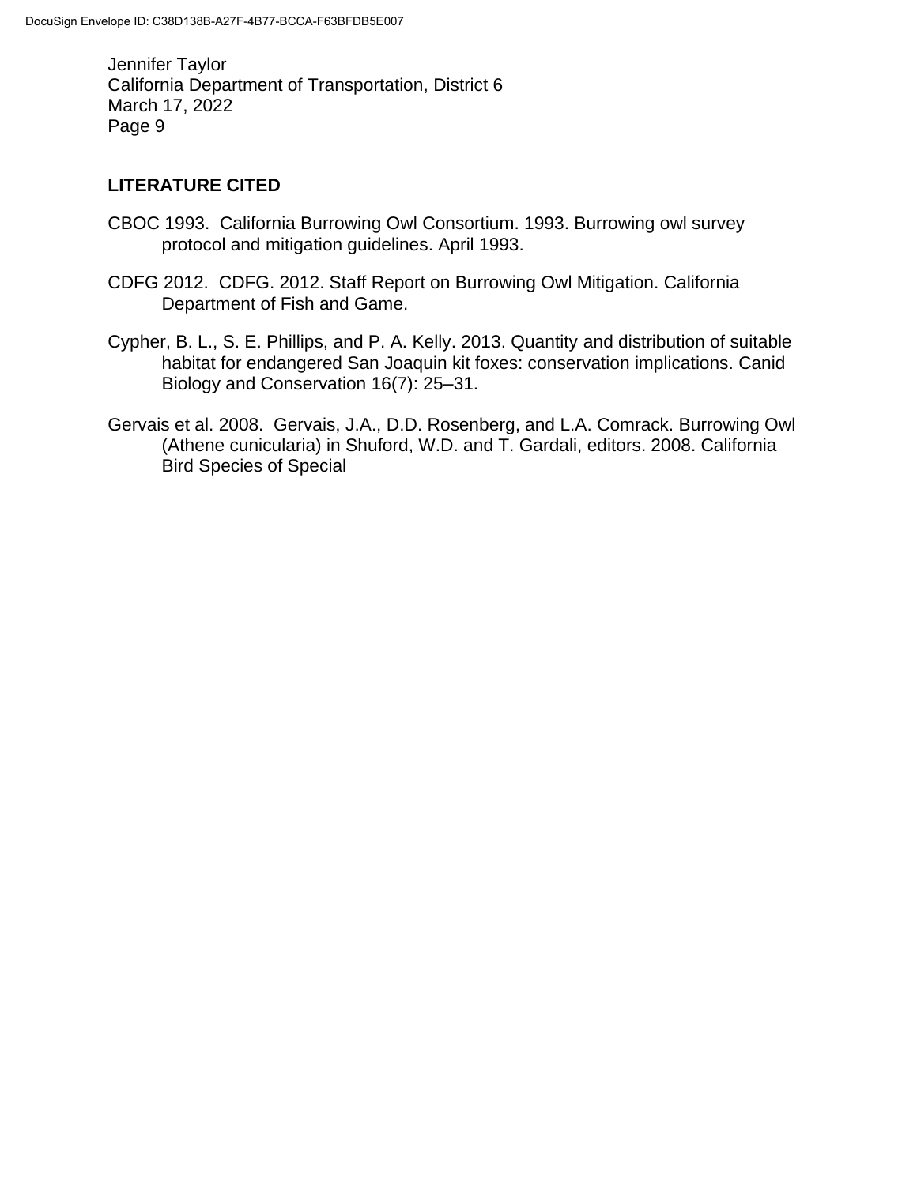## LITERATURE CITED

CBOC 1993. California Burrowing Owl Consortium. 1993. Burrowing owl survey protocol and mitigation guidelines. April 1993.

CDFG 2012. CDFG. 2012. Staff Report on Burrowing Owl Mitigation. California Department of Fish and Game.

Cypher, B. L., S. E. Phillips, and P. A. Kelly. 2013. Quantity and distribution of suitable habitat for endangered San Joaquin kit foxes: conservation implications. Canid Biology and Conservation 16(7): 25–31.

Gervais et al. 2008. Gervais, J.A., D.D. Rosenberg, and L.A. Comrack. Burrowing Owl (Athene cunicularia) in Shuford, W.D. and T. Gardali, editors. 2008. California Bird Species of Special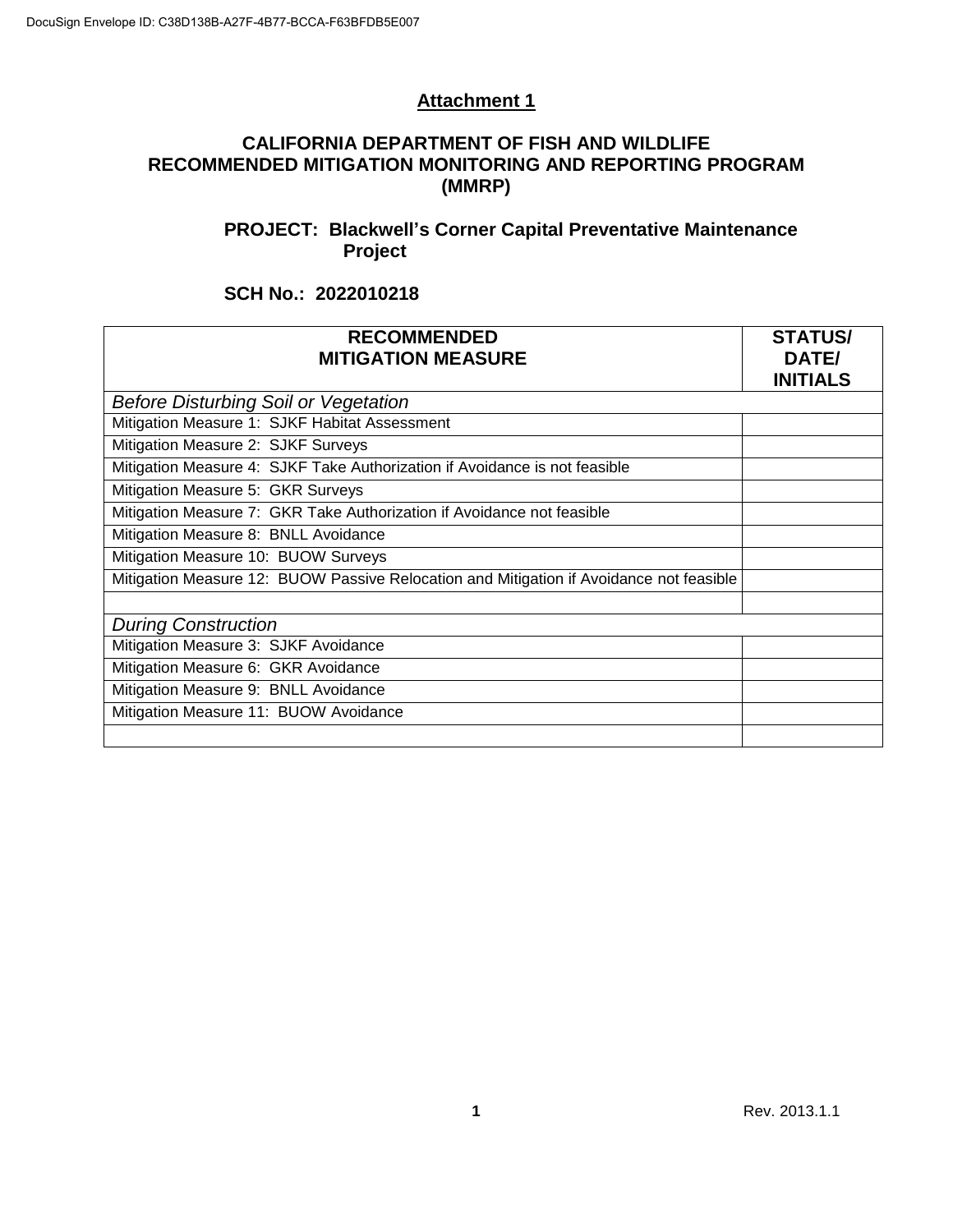## Attachment 1

## CALIFORNIA DEPARTMENT OF FISH AND WILDLIFE RECOMMENDED MITIGATION MONITORING AND REPORTING PROGRAM (MMRP)

**PROJECT: Blackwell's Corner Capital Preventative Maintenance Project**

**SCH No.: 2022010218**

| RECOMMENDED MITIGATION MEASURE | STATUS/ DATE/ INITIALS |
|---|---|
| *Before Disturbing Soil or Vegetation* | |
| Mitigation Measure 1: SJKF Habitat Assessment | |
| Mitigation Measure 2: SJKF Surveys | |
| Mitigation Measure 4: SJKF Take Authorization if Avoidance is not feasible | |
| Mitigation Measure 5: GKR Surveys | |
| Mitigation Measure 7: GKR Take Authorization if Avoidance not feasible | |
| Mitigation Measure 8: BNLL Avoidance | |
| Mitigation Measure 10: BUOW Surveys | |
| Mitigation Measure 12: BUOW Passive Relocation and Mitigation if Avoidance not feasible | |
| | |
| *During Construction* | |
| Mitigation Measure 3: SJKF Avoidance | |
| Mitigation Measure 6: GKR Avoidance | |
| Mitigation Measure 9: BNLL Avoidance | |
| Mitigation Measure 11: BUOW Avoidance | |
| | |

Rev. 2013.1.1